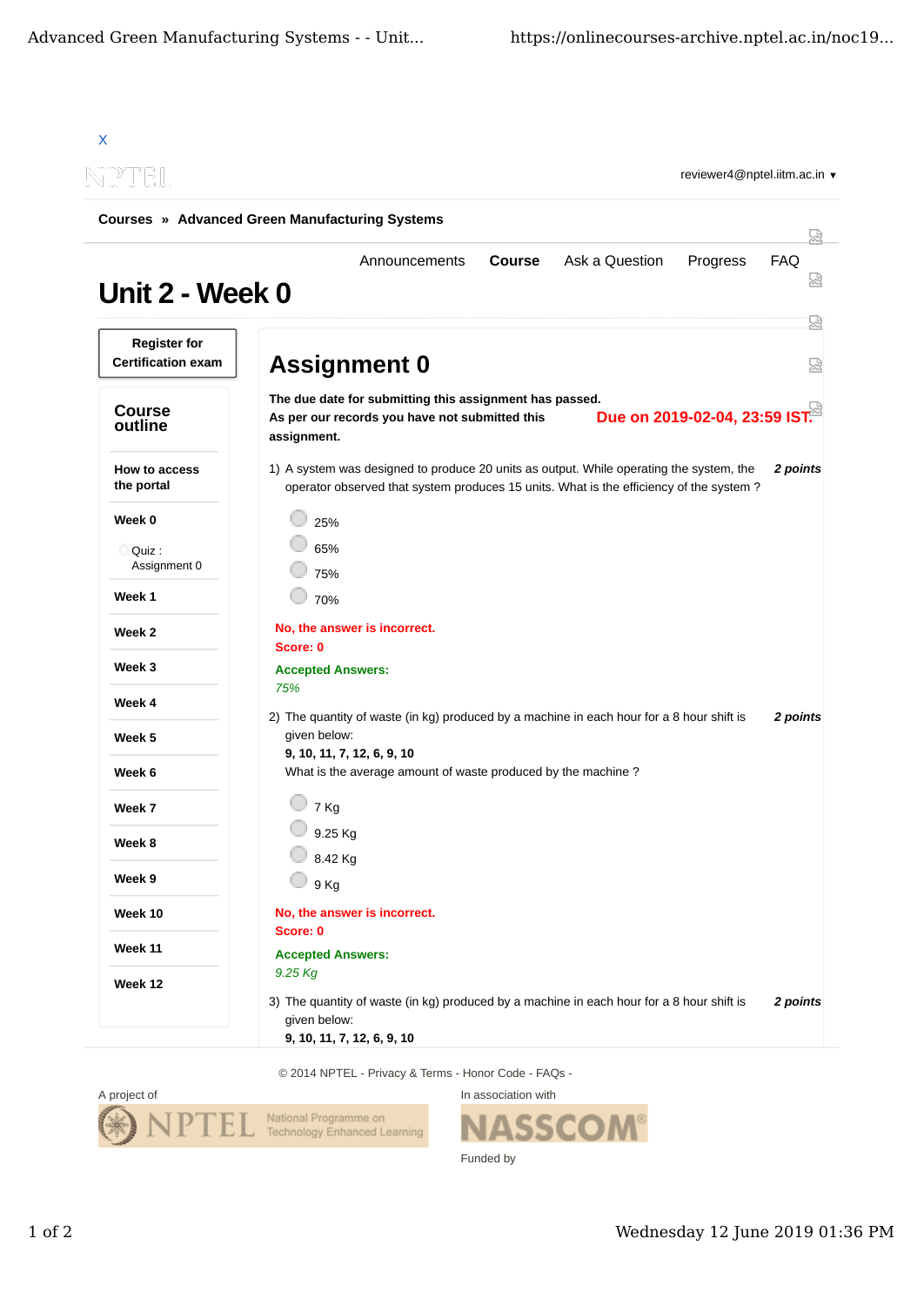X

reviewer4@nptel.iitm.ac.in ▾

**Courses » Advanced Green Manufacturing Systems**

Announcements **Course** Ask a Question Progress FAQ

# Unit 2 - Week 0

**Register for Certification exam**

## Course outline

**How to access the portal**

**Week 0**

- Quiz : Assignment 0

**Week 1**

**Week 2**

**Week 3**

**Week 4**

**Week 5**

**Week 6**

**Week 7**

**Week 8**

**Week 9**

**Week 10**

**Week 11**

**Week 12**

## Assignment 0

**The due date for submitting this assignment has passed.**
**As per our records you have not submitted this assignment.**

**Due on 2019-02-04, 23:59 IST.**

1) A system was designed to produce 20 units as output. While operating the system, the operator observed that system produces 15 units. What is the efficiency of the system ? ***2 points***

- 25%
- 65%
- 75%
- 70%

**No, the answer is incorrect.**
**Score: 0**

**Accepted Answers:**
*75%*

2) The quantity of waste (in kg) produced by a machine in each hour for a 8 hour shift is given below: ***2 points***
**9, 10, 11, 7, 12, 6, 9, 10**
What is the average amount of waste produced by the machine ?

- 7 Kg
- 9.25 Kg
- 8.42 Kg
- 9 Kg

**No, the answer is incorrect.**
**Score: 0**

**Accepted Answers:**
*9.25 Kg*

3) The quantity of waste (in kg) produced by a machine in each hour for a 8 hour shift is given below: ***2 points***
**9, 10, 11, 7, 12, 6, 9, 10**

© 2014 NPTEL - Privacy & Terms - Honor Code - FAQs -

A project of

In association with

Funded by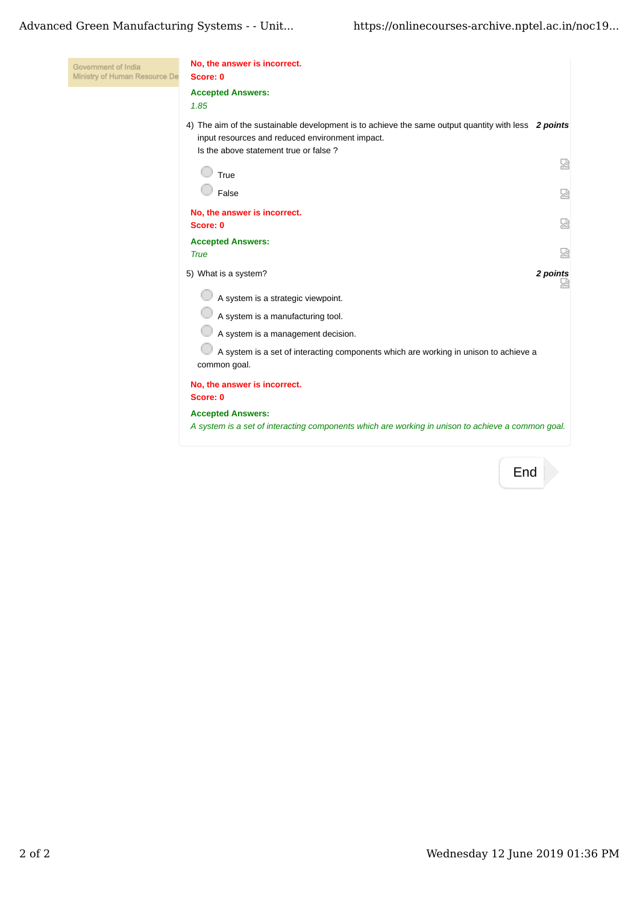No, the answer is incorrect.
Score: 0

**Accepted Answers:**

*1.85*

4) The aim of the sustainable development is to achieve the same output quantity with less input resources and reduced environment impact.
Is the above statement true or false ? **2 points**

- True
- False

No, the answer is incorrect.
Score: 0

**Accepted Answers:**

*True*

5) What is a system? **2 points**

- A system is a strategic viewpoint.
- A system is a manufacturing tool.
- A system is a management decision.
- A system is a set of interacting components which are working in unison to achieve a common goal.

No, the answer is incorrect.
Score: 0

**Accepted Answers:**

*A system is a set of interacting components which are working in unison to achieve a common goal.*

End